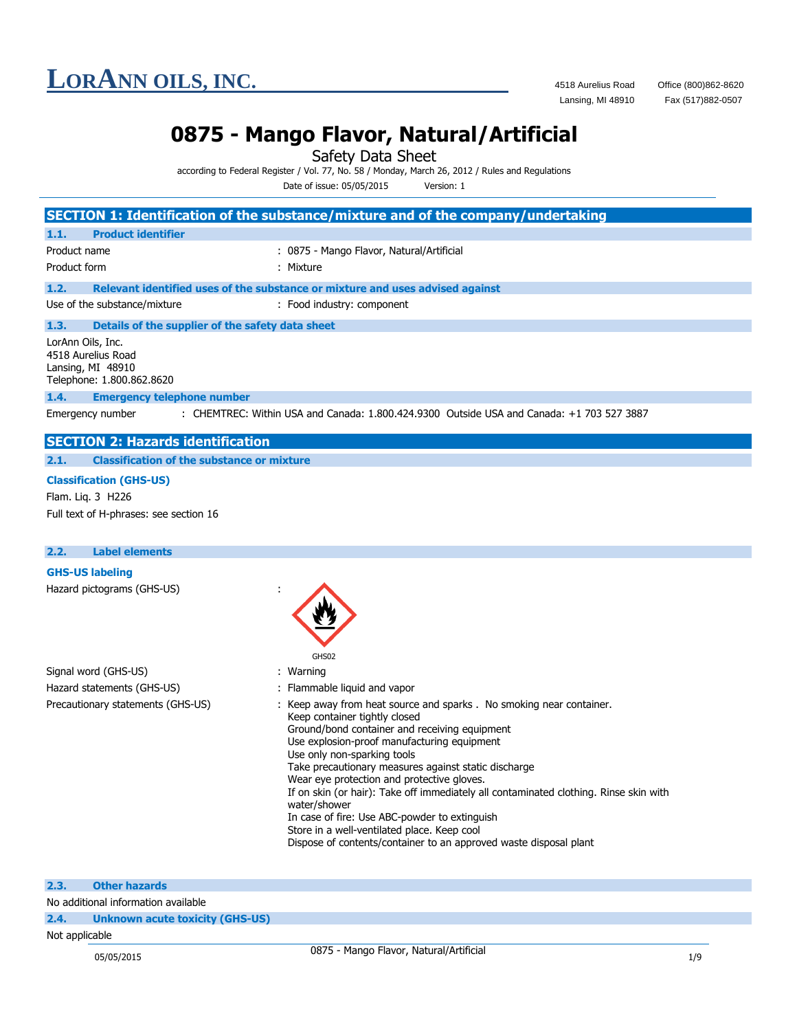# LorAnn Oils, Inc.

4518 Aurelius Road
Lansing, MI 48910

Office (800)862-8620
Fax (517)882-0507

# 0875 - Mango Flavor, Natural/Artificial

Safety Data Sheet

according to Federal Register / Vol. 77, No. 58 / Monday, March 26, 2012 / Rules and Regulations

Date of issue: 05/05/2015 Version: 1

## SECTION 1: Identification of the substance/mixture and of the company/undertaking

### 1.1. Product identifier

Product name : 0875 - Mango Flavor, Natural/Artificial

Product form : Mixture

### 1.2. Relevant identified uses of the substance or mixture and uses advised against

Use of the substance/mixture : Food industry: component

### 1.3. Details of the supplier of the safety data sheet

LorAnn Oils, Inc.
4518 Aurelius Road
Lansing, MI 48910
Telephone: 1.800.862.8620

### 1.4. Emergency telephone number

Emergency number : CHEMTREC: Within USA and Canada: 1.800.424.9300 Outside USA and Canada: +1 703 527 3887

## SECTION 2: Hazards identification

### 2.1. Classification of the substance or mixture

**Classification (GHS-US)**

Flam. Liq. 3 H226

Full text of H-phrases: see section 16

### 2.2. Label elements

**GHS-US labeling**

Hazard pictograms (GHS-US) :

GHS02

Signal word (GHS-US) : Warning

Hazard statements (GHS-US) : Flammable liquid and vapor

Precautionary statements (GHS-US) : Keep away from heat source and sparks . No smoking near container.
Keep container tightly closed
Ground/bond container and receiving equipment
Use explosion-proof manufacturing equipment
Use only non-sparking tools
Take precautionary measures against static discharge
Wear eye protection and protective gloves.
If on skin (or hair): Take off immediately all contaminated clothing. Rinse skin with water/shower
In case of fire: Use ABC-powder to extinguish
Store in a well-ventilated place. Keep cool
Dispose of contents/container to an approved waste disposal plant

### 2.3. Other hazards

No additional information available

### 2.4. Unknown acute toxicity (GHS-US)

Not applicable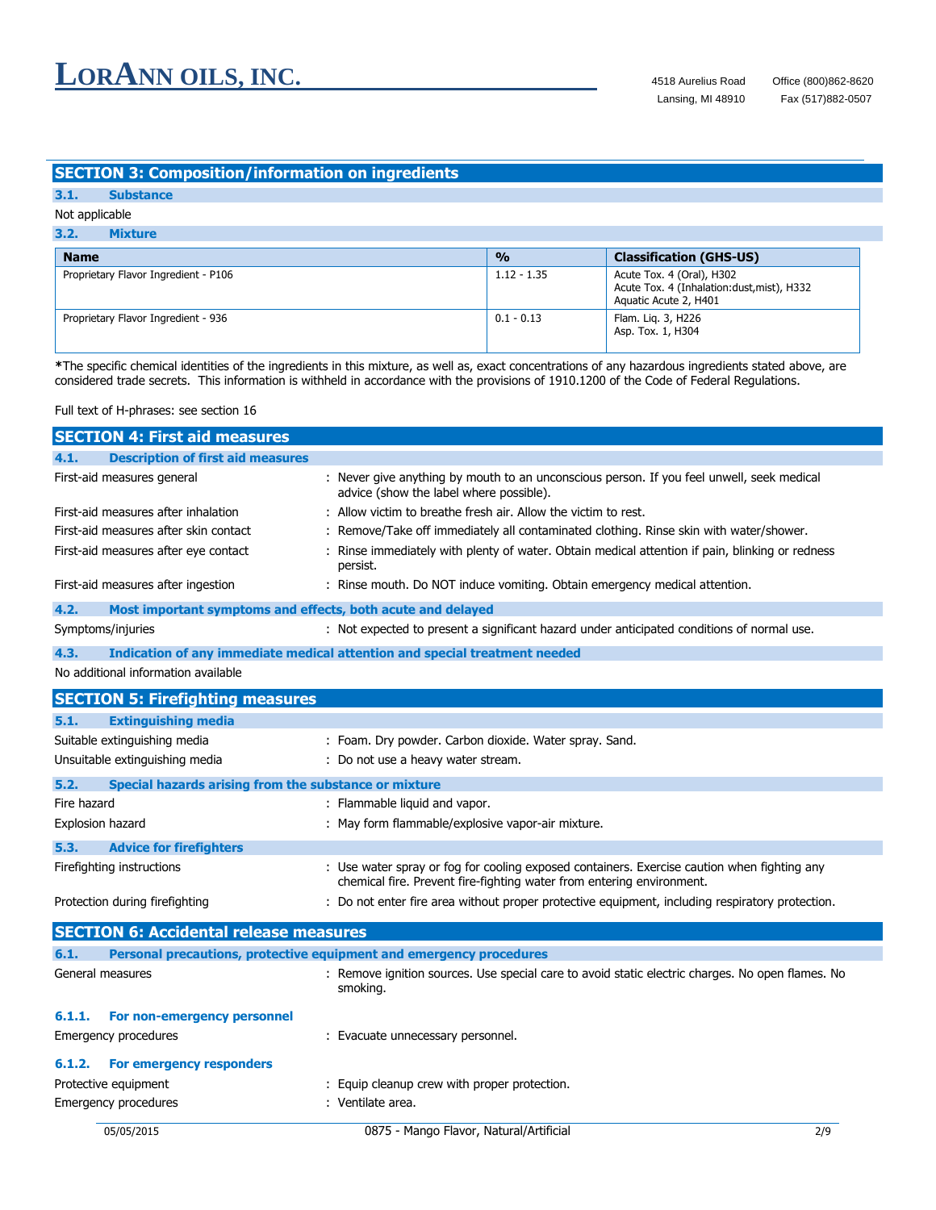## SECTION 3: Composition/information on ingredients

### 3.1. Substance

Not applicable

### 3.2. Mixture

| Name | % | Classification (GHS-US) |
|---|---|---|
| Proprietary Flavor Ingredient - P106 | 1.12 - 1.35 | Acute Tox. 4 (Oral), H302<br>Acute Tox. 4 (Inhalation:dust,mist), H332<br>Aquatic Acute 2, H401 |
| Proprietary Flavor Ingredient - 936 | 0.1 - 0.13 | Flam. Liq. 3, H226<br>Asp. Tox. 1, H304 |

***The specific chemical identities of the ingredients in this mixture, as well as, exact concentrations of any hazardous ingredients stated above, are considered trade secrets. This information is withheld in accordance with the provisions of 1910.1200 of the Code of Federal Regulations.

Full text of H-phrases: see section 16

## SECTION 4: First aid measures

### 4.1. Description of first aid measures

First-aid measures general : Never give anything by mouth to an unconscious person. If you feel unwell, seek medical advice (show the label where possible).

First-aid measures after inhalation : Allow victim to breathe fresh air. Allow the victim to rest.

First-aid measures after skin contact : Remove/Take off immediately all contaminated clothing. Rinse skin with water/shower.

First-aid measures after eye contact : Rinse immediately with plenty of water. Obtain medical attention if pain, blinking or redness persist.

First-aid measures after ingestion : Rinse mouth. Do NOT induce vomiting. Obtain emergency medical attention.

### 4.2. Most important symptoms and effects, both acute and delayed

Symptoms/injuries : Not expected to present a significant hazard under anticipated conditions of normal use.

### 4.3. Indication of any immediate medical attention and special treatment needed

No additional information available

## SECTION 5: Firefighting measures

### 5.1. Extinguishing media

Suitable extinguishing media : Foam. Dry powder. Carbon dioxide. Water spray. Sand.

Unsuitable extinguishing media : Do not use a heavy water stream.

### 5.2. Special hazards arising from the substance or mixture

Fire hazard : Flammable liquid and vapor.

Explosion hazard : May form flammable/explosive vapor-air mixture.

### 5.3. Advice for firefighters

Firefighting instructions : Use water spray or fog for cooling exposed containers. Exercise caution when fighting any chemical fire. Prevent fire-fighting water from entering environment.

Protection during firefighting : Do not enter fire area without proper protective equipment, including respiratory protection.

## SECTION 6: Accidental release measures

### 6.1. Personal precautions, protective equipment and emergency procedures

General measures : Remove ignition sources. Use special care to avoid static electric charges. No open flames. No smoking.

#### 6.1.1. For non-emergency personnel

Emergency procedures : Evacuate unnecessary personnel.

#### 6.1.2. For emergency responders

Protective equipment : Equip cleanup crew with proper protection.

Emergency procedures : Ventilate area.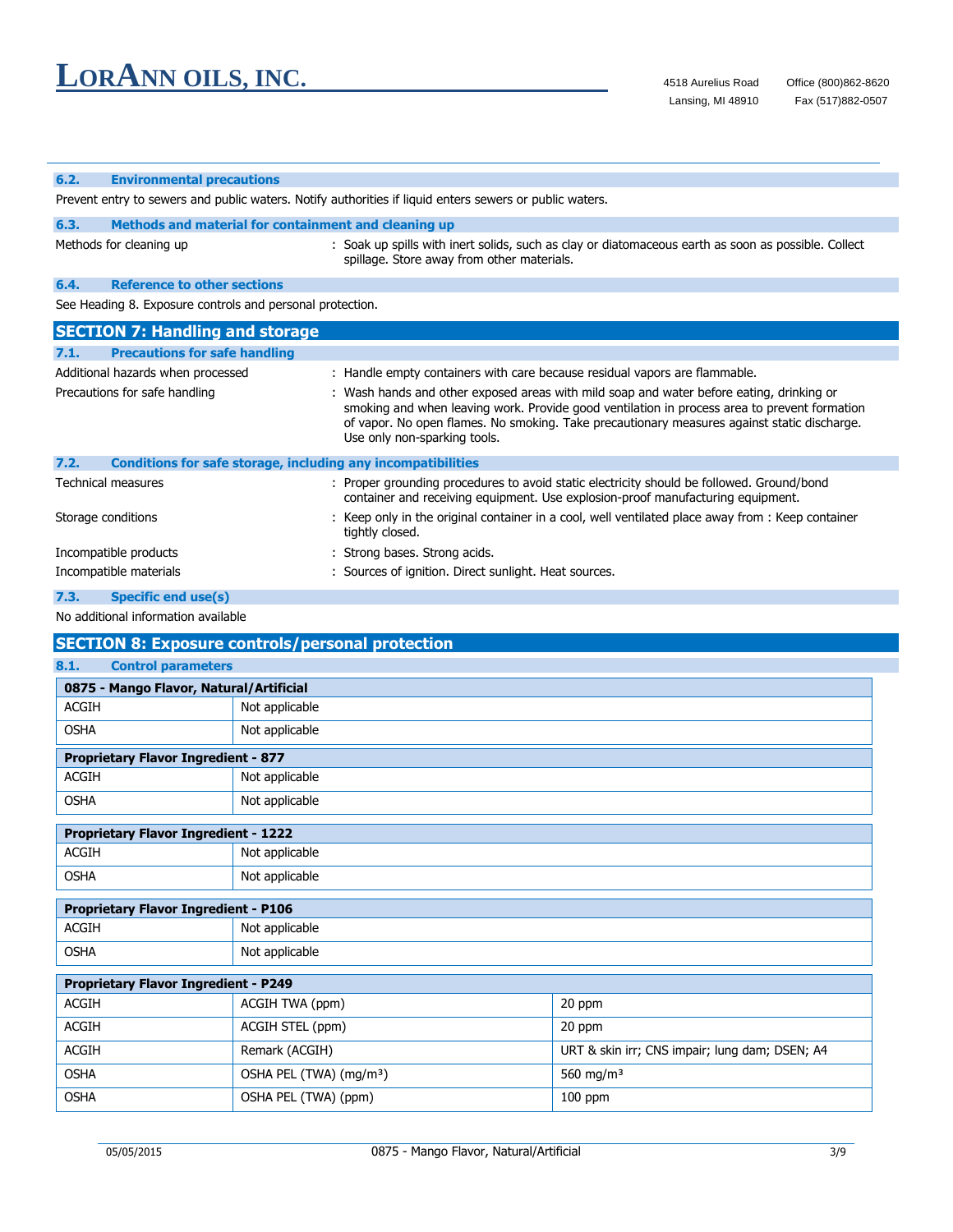### 6.2. Environmental precautions

Prevent entry to sewers and public waters. Notify authorities if liquid enters sewers or public waters.

### 6.3. Methods and material for containment and cleaning up

Methods for cleaning up : Soak up spills with inert solids, such as clay or diatomaceous earth as soon as possible. Collect spillage. Store away from other materials.

### 6.4. Reference to other sections

See Heading 8. Exposure controls and personal protection.

## SECTION 7: Handling and storage

### 7.1. Precautions for safe handling

Additional hazards when processed : Handle empty containers with care because residual vapors are flammable.

Precautions for safe handling : Wash hands and other exposed areas with mild soap and water before eating, drinking or smoking and when leaving work. Provide good ventilation in process area to prevent formation of vapor. No open flames. No smoking. Take precautionary measures against static discharge. Use only non-sparking tools.

### 7.2. Conditions for safe storage, including any incompatibilities

Technical measures : Proper grounding procedures to avoid static electricity should be followed. Ground/bond container and receiving equipment. Use explosion-proof manufacturing equipment.

Storage conditions : Keep only in the original container in a cool, well ventilated place away from : Keep container tightly closed.

Incompatible products : Strong bases. Strong acids.

Incompatible materials : Sources of ignition. Direct sunlight. Heat sources.

### 7.3. Specific end use(s)

No additional information available

## SECTION 8: Exposure controls/personal protection

### 8.1. Control parameters

| 0875 - Mango Flavor, Natural/Artificial | |
|---|---|
| ACGIH | Not applicable |
| OSHA | Not applicable |

| Proprietary Flavor Ingredient - 877 | |
|---|---|
| ACGIH | Not applicable |
| OSHA | Not applicable |

| Proprietary Flavor Ingredient - 1222 | |
|---|---|
| ACGIH | Not applicable |
| OSHA | Not applicable |

| Proprietary Flavor Ingredient - P106 | |
|---|---|
| ACGIH | Not applicable |
| OSHA | Not applicable |

| Proprietary Flavor Ingredient - P249 | | |
|---|---|---|
| ACGIH | ACGIH TWA (ppm) | 20 ppm |
| ACGIH | ACGIH STEL (ppm) | 20 ppm |
| ACGIH | Remark (ACGIH) | URT & skin irr; CNS impair; lung dam; DSEN; A4 |
| OSHA | OSHA PEL (TWA) (mg/m³) | 560 mg/m³ |
| OSHA | OSHA PEL (TWA) (ppm) | 100 ppm |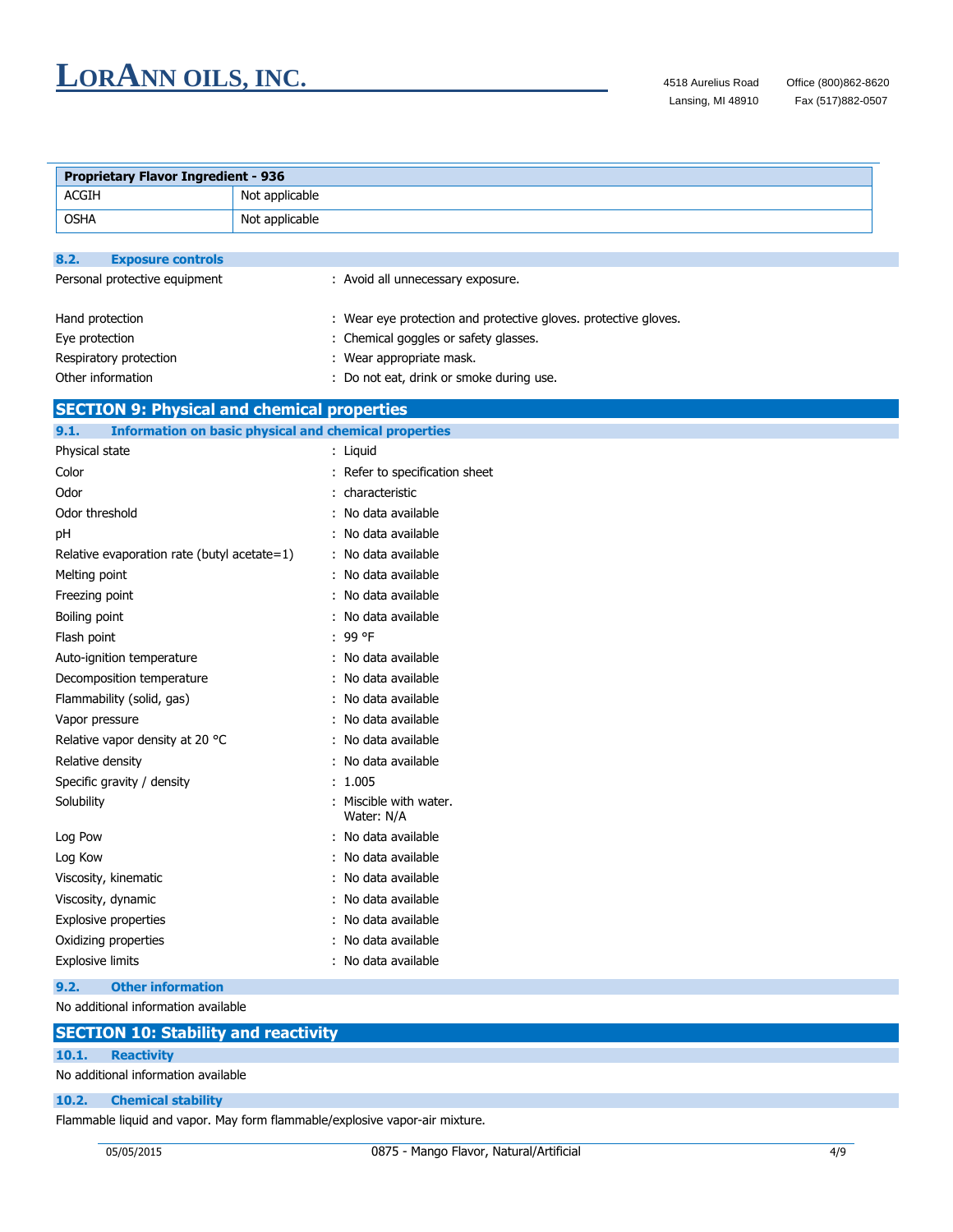| Proprietary Flavor Ingredient - 936 | |
|---|---|
| ACGIH | Not applicable |
| OSHA | Not applicable |

### 8.2. Exposure controls

Personal protective equipment : Avoid all unnecessary exposure.

Hand protection : Wear eye protection and protective gloves. protective gloves.

Eye protection : Chemical goggles or safety glasses.

Respiratory protection : Wear appropriate mask.

Other information : Do not eat, drink or smoke during use.

## SECTION 9: Physical and chemical properties

### 9.1. Information on basic physical and chemical properties

Physical state : Liquid

Color : Refer to specification sheet

Odor : characteristic

Odor threshold : No data available

pH : No data available

Relative evaporation rate (butyl acetate=1) : No data available

Melting point : No data available

Freezing point : No data available

Boiling point : No data available

Flash point : 99 °F

Auto-ignition temperature : No data available

Decomposition temperature : No data available

Flammability (solid, gas) : No data available

Vapor pressure : No data available

Relative vapor density at 20 °C : No data available

Relative density : No data available

Specific gravity / density : 1.005

Solubility : Miscible with water.
Water: N/A

Log Pow : No data available

Log Kow : No data available

Viscosity, kinematic : No data available

Viscosity, dynamic : No data available

Explosive properties : No data available

Oxidizing properties : No data available

Explosive limits : No data available

### 9.2. Other information

No additional information available

## SECTION 10: Stability and reactivity

### 10.1. Reactivity

No additional information available

### 10.2. Chemical stability

Flammable liquid and vapor. May form flammable/explosive vapor-air mixture.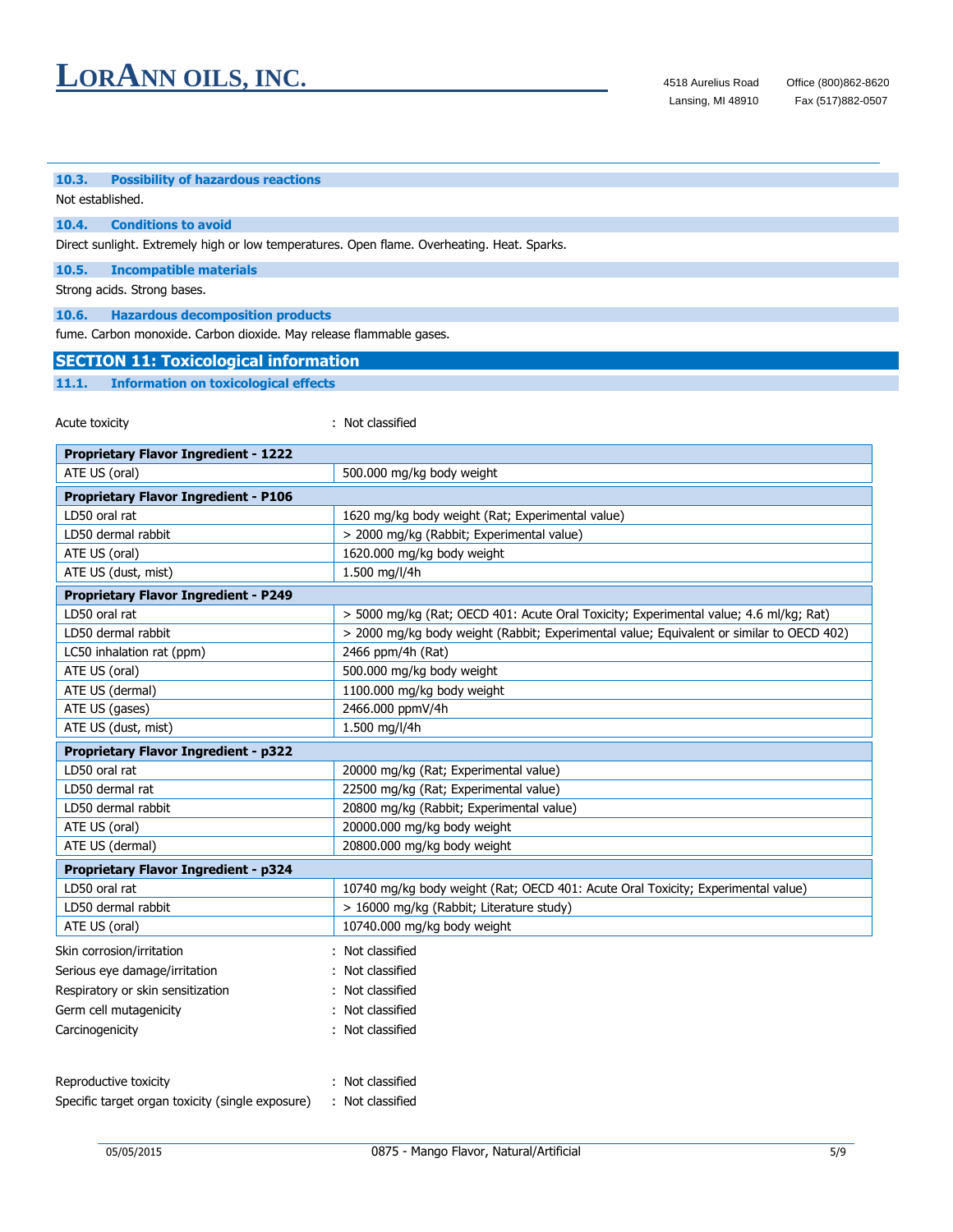### 10.3. Possibility of hazardous reactions

Not established.

### 10.4. Conditions to avoid

Direct sunlight. Extremely high or low temperatures. Open flame. Overheating. Heat. Sparks.

### 10.5. Incompatible materials

Strong acids. Strong bases.

### 10.6. Hazardous decomposition products

fume. Carbon monoxide. Carbon dioxide. May release flammable gases.

## SECTION 11: Toxicological information

### 11.1. Information on toxicological effects

Acute toxicity : Not classified

| **Proprietary Flavor Ingredient - 1222** | |
|---|---|
| ATE US (oral) | 500.000 mg/kg body weight |
| **Proprietary Flavor Ingredient - P106** | |
| LD50 oral rat | 1620 mg/kg body weight (Rat; Experimental value) |
| LD50 dermal rabbit | > 2000 mg/kg (Rabbit; Experimental value) |
| ATE US (oral) | 1620.000 mg/kg body weight |
| ATE US (dust, mist) | 1.500 mg/l/4h |
| **Proprietary Flavor Ingredient - P249** | |
| LD50 oral rat | > 5000 mg/kg (Rat; OECD 401: Acute Oral Toxicity; Experimental value; 4.6 ml/kg; Rat) |
| LD50 dermal rabbit | > 2000 mg/kg body weight (Rabbit; Experimental value; Equivalent or similar to OECD 402) |
| LC50 inhalation rat (ppm) | 2466 ppm/4h (Rat) |
| ATE US (oral) | 500.000 mg/kg body weight |
| ATE US (dermal) | 1100.000 mg/kg body weight |
| ATE US (gases) | 2466.000 ppmV/4h |
| ATE US (dust, mist) | 1.500 mg/l/4h |
| **Proprietary Flavor Ingredient - p322** | |
| LD50 oral rat | 20000 mg/kg (Rat; Experimental value) |
| LD50 dermal rat | 22500 mg/kg (Rat; Experimental value) |
| LD50 dermal rabbit | 20800 mg/kg (Rabbit; Experimental value) |
| ATE US (oral) | 20000.000 mg/kg body weight |
| ATE US (dermal) | 20800.000 mg/kg body weight |
| **Proprietary Flavor Ingredient - p324** | |
| LD50 oral rat | 10740 mg/kg body weight (Rat; OECD 401: Acute Oral Toxicity; Experimental value) |
| LD50 dermal rabbit | > 16000 mg/kg (Rabbit; Literature study) |
| ATE US (oral) | 10740.000 mg/kg body weight |

Skin corrosion/irritation : Not classified

Serious eye damage/irritation : Not classified

Respiratory or skin sensitization : Not classified

Germ cell mutagenicity : Not classified

Carcinogenicity : Not classified

Reproductive toxicity : Not classified

Specific target organ toxicity (single exposure) : Not classified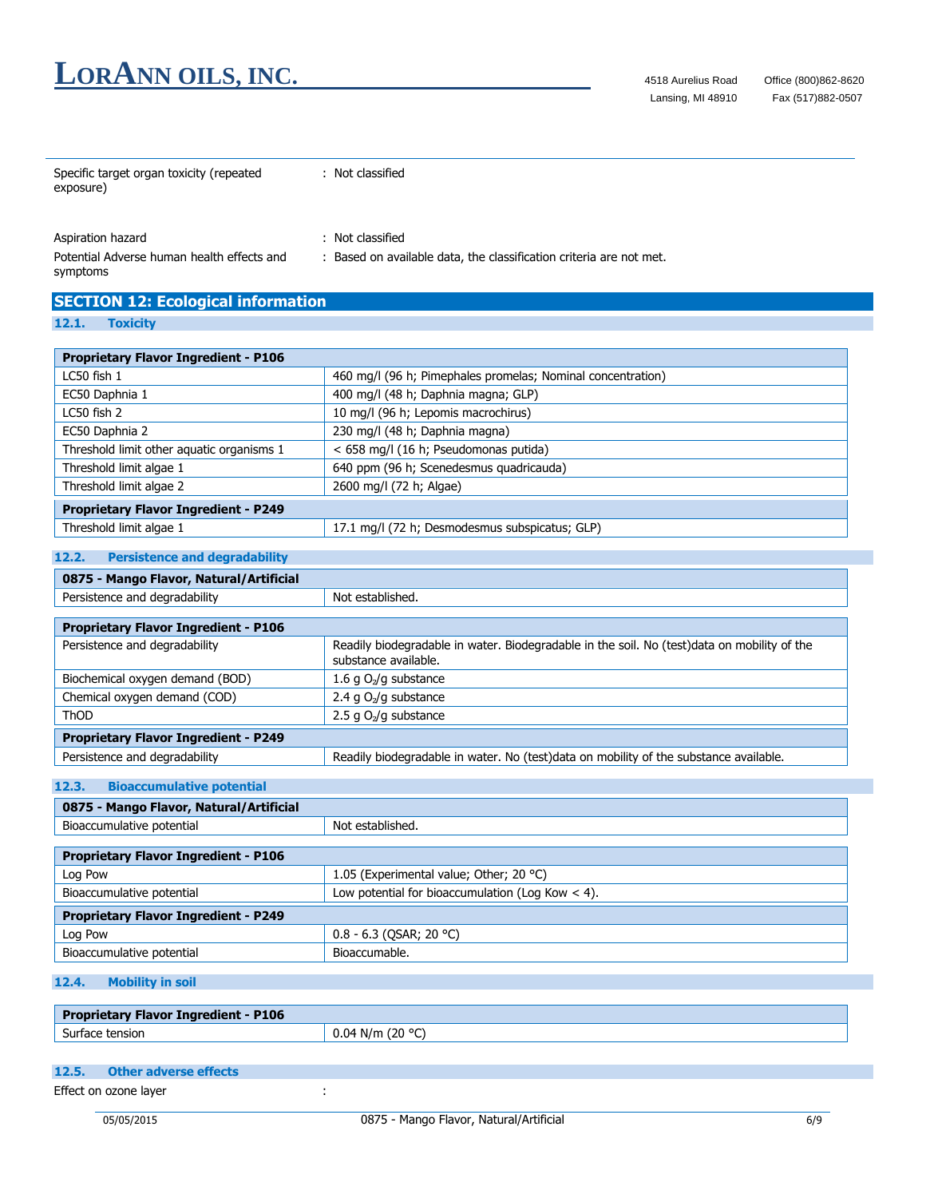Specific target organ toxicity (repeated exposure) : Not classified

Aspiration hazard : Not classified

Potential Adverse human health effects and symptoms : Based on available data, the classification criteria are not met.

## SECTION 12: Ecological information

### 12.1. Toxicity

| Proprietary Flavor Ingredient - P106 | |
|---|---|
| LC50 fish 1 | 460 mg/l (96 h; Pimephales promelas; Nominal concentration) |
| EC50 Daphnia 1 | 400 mg/l (48 h; Daphnia magna; GLP) |
| LC50 fish 2 | 10 mg/l (96 h; Lepomis macrochirus) |
| EC50 Daphnia 2 | 230 mg/l (48 h; Daphnia magna) |
| Threshold limit other aquatic organisms 1 | < 658 mg/l (16 h; Pseudomonas putida) |
| Threshold limit algae 1 | 640 ppm (96 h; Scenedesmus quadricauda) |
| Threshold limit algae 2 | 2600 mg/l (72 h; Algae) |
| **Proprietary Flavor Ingredient - P249** | |
| Threshold limit algae 1 | 17.1 mg/l (72 h; Desmodesmus subspicatus; GLP) |

### 12.2. Persistence and degradability

| 0875 - Mango Flavor, Natural/Artificial | |
|---|---|
| Persistence and degradability | Not established. |

| Proprietary Flavor Ingredient - P106 | |
|---|---|
| Persistence and degradability | Readily biodegradable in water. Biodegradable in the soil. No (test)data on mobility of the substance available. |
| Biochemical oxygen demand (BOD) | 1.6 g $O_2$/g substance |
| Chemical oxygen demand (COD) | 2.4 g $O_2$/g substance |
| ThOD | 2.5 g $O_2$/g substance |
| **Proprietary Flavor Ingredient - P249** | |
| Persistence and degradability | Readily biodegradable in water. No (test)data on mobility of the substance available. |

### 12.3. Bioaccumulative potential

| 0875 - Mango Flavor, Natural/Artificial | |
|---|---|
| Bioaccumulative potential | Not established. |

| Proprietary Flavor Ingredient - P106 | |
|---|---|
| Log Pow | 1.05 (Experimental value; Other; 20 °C) |
| Bioaccumulative potential | Low potential for bioaccumulation (Log Kow < 4). |
| **Proprietary Flavor Ingredient - P249** | |
| Log Pow | 0.8 - 6.3 (QSAR; 20 °C) |
| Bioaccumulative potential | Bioaccumable. |

### 12.4. Mobility in soil

| Proprietary Flavor Ingredient - P106 | |
|---|---|
| Surface tension | 0.04 N/m (20 °C) |

### 12.5. Other adverse effects

Effect on ozone layer :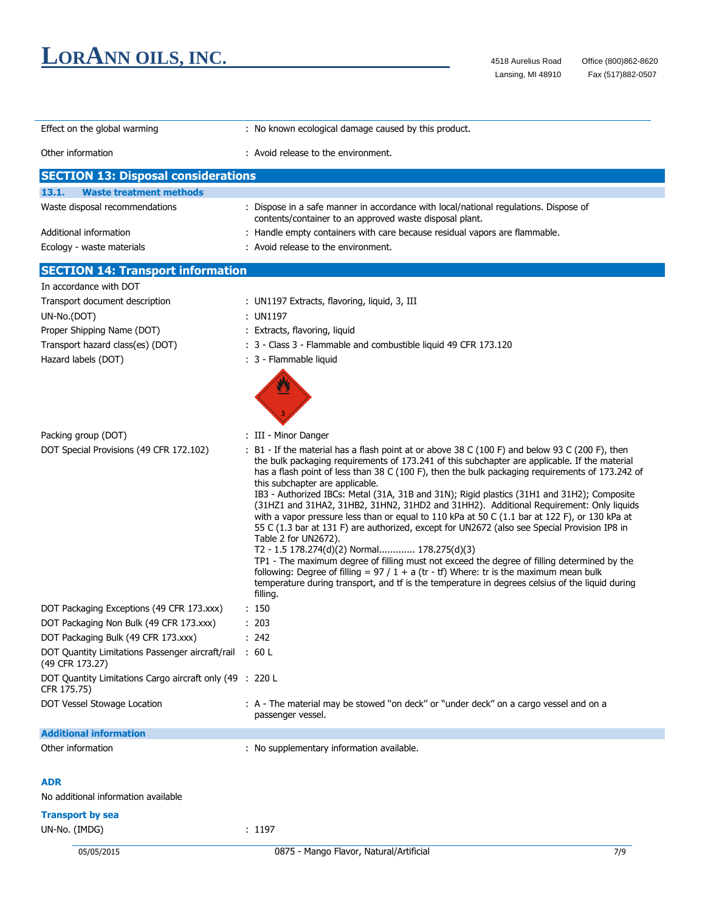Effect on the global warming : No known ecological damage caused by this product.

Other information : Avoid release to the environment.

## SECTION 13: Disposal considerations

### 13.1. Waste treatment methods

Waste disposal recommendations : Dispose in a safe manner in accordance with local/national regulations. Dispose of contents/container to an approved waste disposal plant.

Additional information : Handle empty containers with care because residual vapors are flammable.

Ecology - waste materials : Avoid release to the environment.

## SECTION 14: Transport information

In accordance with DOT

Transport document description : UN1197 Extracts, flavoring, liquid, 3, III

UN-No.(DOT) : UN1197

Proper Shipping Name (DOT) : Extracts, flavoring, liquid

Transport hazard class(es) (DOT) : 3 - Class 3 - Flammable and combustible liquid 49 CFR 173.120

Hazard labels (DOT) : 3 - Flammable liquid

Packing group (DOT) : III - Minor Danger

DOT Special Provisions (49 CFR 172.102) : B1 - If the material has a flash point at or above 38 C (100 F) and below 93 C (200 F), then the bulk packaging requirements of 173.241 of this subchapter are applicable. If the material has a flash point of less than 38 C (100 F), then the bulk packaging requirements of 173.242 of this subchapter are applicable.
IB3 - Authorized IBCs: Metal (31A, 31B and 31N); Rigid plastics (31H1 and 31H2); Composite (31HZ1 and 31HA2, 31HB2, 31HN2, 31HD2 and 31HH2). Additional Requirement: Only liquids with a vapor pressure less than or equal to 110 kPa at 50 C (1.1 bar at 122 F), or 130 kPa at 55 C (1.3 bar at 131 F) are authorized, except for UN2672 (also see Special Provision IP8 in Table 2 for UN2672).
T2 - 1.5 178.274(d)(2) Normal............ 178.275(d)(3)
TP1 - The maximum degree of filling must not exceed the degree of filling determined by the following: Degree of filling = 97 / 1 + a (tr - tf) Where: tr is the maximum mean bulk temperature during transport, and tf is the temperature in degrees celsius of the liquid during filling.

DOT Packaging Exceptions (49 CFR 173.xxx) : 150

DOT Packaging Non Bulk (49 CFR 173.xxx) : 203

DOT Packaging Bulk (49 CFR 173.xxx) : 242

DOT Quantity Limitations Passenger aircraft/rail (49 CFR 173.27) : 60 L

DOT Quantity Limitations Cargo aircraft only (49 CFR 175.75) : 220 L

DOT Vessel Stowage Location : A - The material may be stowed "on deck" or "under deck" on a cargo vessel and on a passenger vessel.

### Additional information

Other information : No supplementary information available.

### ADR

No additional information available

### Transport by sea

UN-No. (IMDG) : 1197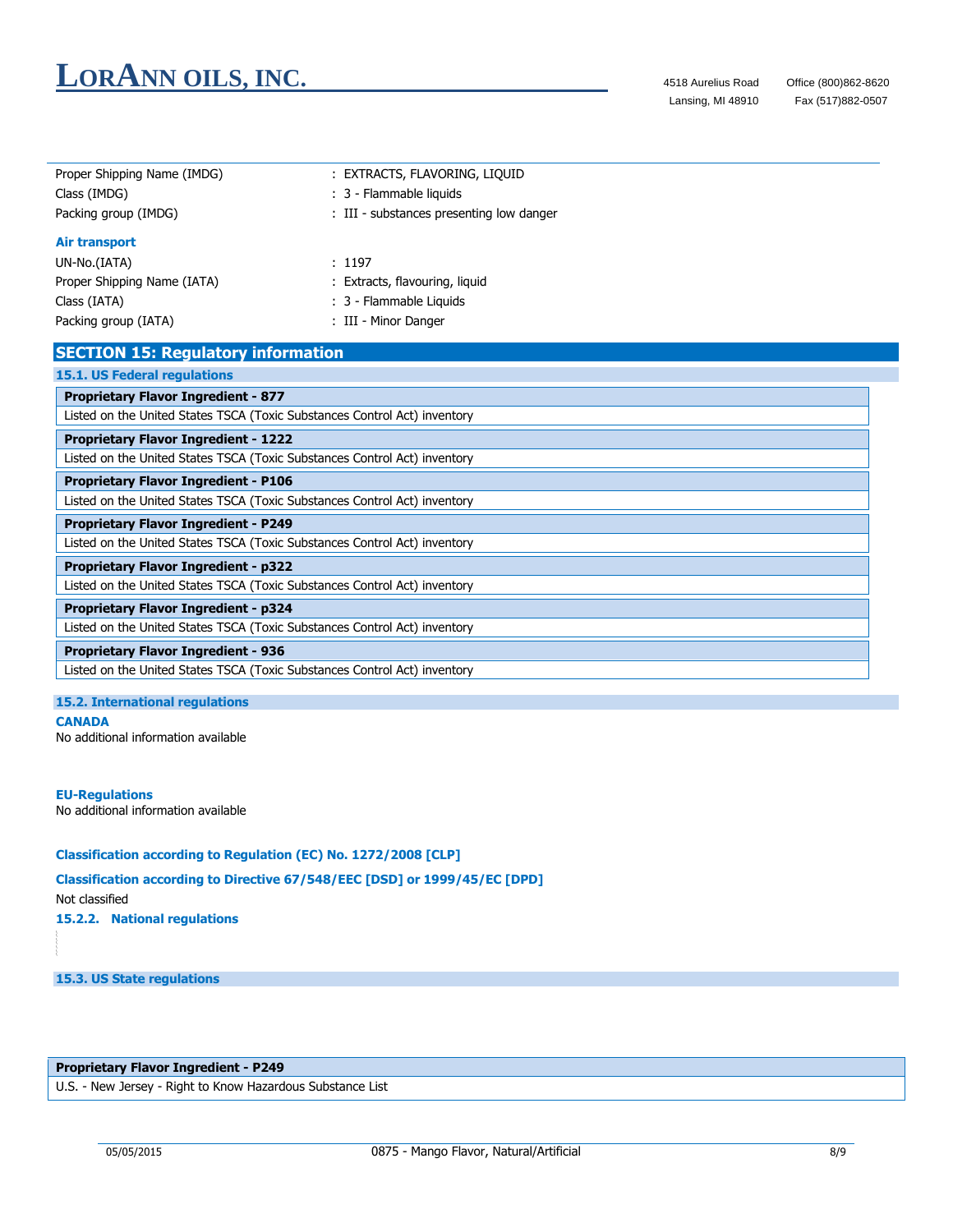| | |
|---|---|
| Proper Shipping Name (IMDG) | : EXTRACTS, FLAVORING, LIQUID |
| Class (IMDG) | : 3 - Flammable liquids |
| Packing group (IMDG) | : III - substances presenting low danger |

**Air transport**

| | |
|---|---|
| UN-No.(IATA) | : 1197 |
| Proper Shipping Name (IATA) | : Extracts, flavouring, liquid |
| Class (IATA) | : 3 - Flammable Liquids |
| Packing group (IATA) | : III - Minor Danger |

## SECTION 15: Regulatory information

### 15.1. US Federal regulations

| **Proprietary Flavor Ingredient - 877** |
|---|
| Listed on the United States TSCA (Toxic Substances Control Act) inventory |

| **Proprietary Flavor Ingredient - 1222** |
|---|
| Listed on the United States TSCA (Toxic Substances Control Act) inventory |

| **Proprietary Flavor Ingredient - P106** |
|---|
| Listed on the United States TSCA (Toxic Substances Control Act) inventory |

| **Proprietary Flavor Ingredient - P249** |
|---|
| Listed on the United States TSCA (Toxic Substances Control Act) inventory |

| **Proprietary Flavor Ingredient - p322** |
|---|
| Listed on the United States TSCA (Toxic Substances Control Act) inventory |

| **Proprietary Flavor Ingredient - p324** |
|---|
| Listed on the United States TSCA (Toxic Substances Control Act) inventory |

| **Proprietary Flavor Ingredient - 936** |
|---|
| Listed on the United States TSCA (Toxic Substances Control Act) inventory |

### 15.2. International regulations

**CANADA**

No additional information available

**EU-Regulations**

No additional information available

**Classification according to Regulation (EC) No. 1272/2008 [CLP]**

**Classification according to Directive 67/548/EEC [DSD] or 1999/45/EC [DPD]**

Not classified

**15.2.2. National regulations**

### 15.3. US State regulations

| **Proprietary Flavor Ingredient - P249** |
|---|
| U.S. - New Jersey - Right to Know Hazardous Substance List |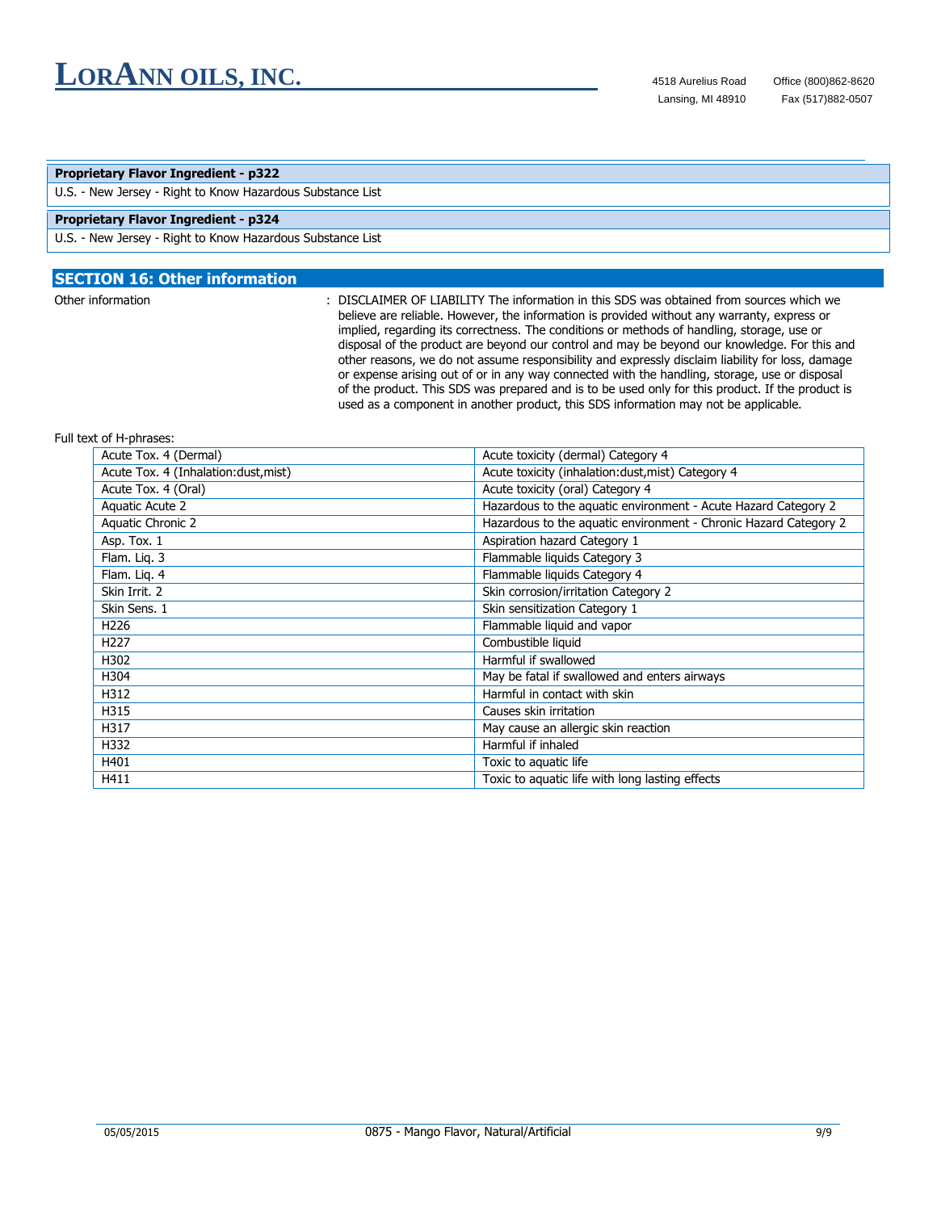**Proprietary Flavor Ingredient - p322**

U.S. - New Jersey - Right to Know Hazardous Substance List

**Proprietary Flavor Ingredient - p324**

U.S. - New Jersey - Right to Know Hazardous Substance List

## SECTION 16: Other information

Other information : DISCLAIMER OF LIABILITY The information in this SDS was obtained from sources which we believe are reliable. However, the information is provided without any warranty, express or implied, regarding its correctness. The conditions or methods of handling, storage, use or disposal of the product are beyond our control and may be beyond our knowledge. For this and other reasons, we do not assume responsibility and expressly disclaim liability for loss, damage or expense arising out of or in any way connected with the handling, storage, use or disposal of the product. This SDS was prepared and is to be used only for this product. If the product is used as a component in another product, this SDS information may not be applicable.

Full text of H-phrases:

| | |
|---|---|
| Acute Tox. 4 (Dermal) | Acute toxicity (dermal) Category 4 |
| Acute Tox. 4 (Inhalation:dust,mist) | Acute toxicity (inhalation:dust,mist) Category 4 |
| Acute Tox. 4 (Oral) | Acute toxicity (oral) Category 4 |
| Aquatic Acute 2 | Hazardous to the aquatic environment - Acute Hazard Category 2 |
| Aquatic Chronic 2 | Hazardous to the aquatic environment - Chronic Hazard Category 2 |
| Asp. Tox. 1 | Aspiration hazard Category 1 |
| Flam. Liq. 3 | Flammable liquids Category 3 |
| Flam. Liq. 4 | Flammable liquids Category 4 |
| Skin Irrit. 2 | Skin corrosion/irritation Category 2 |
| Skin Sens. 1 | Skin sensitization Category 1 |
| H226 | Flammable liquid and vapor |
| H227 | Combustible liquid |
| H302 | Harmful if swallowed |
| H304 | May be fatal if swallowed and enters airways |
| H312 | Harmful in contact with skin |
| H315 | Causes skin irritation |
| H317 | May cause an allergic skin reaction |
| H332 | Harmful if inhaled |
| H401 | Toxic to aquatic life |
| H411 | Toxic to aquatic life with long lasting effects |